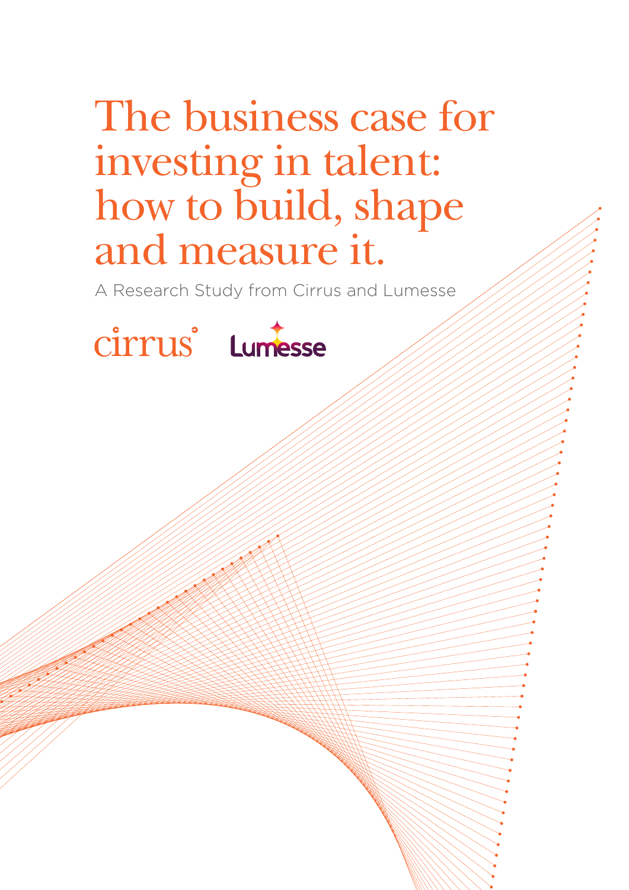# The business case for investing in talent: how to build, shape and measure it.

A Research Study from Cirrus and Lumesse

cirrus Lumesse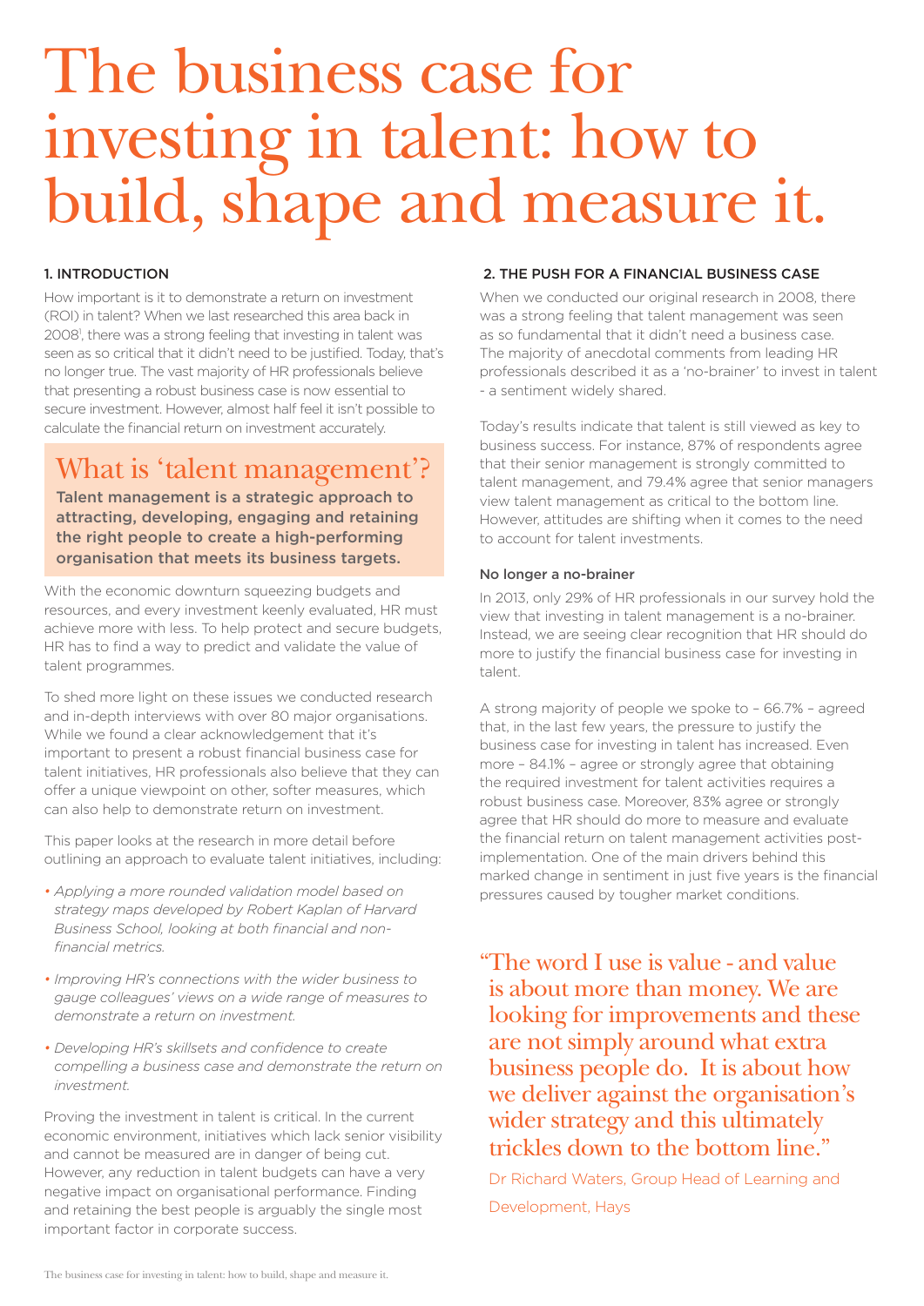# The business case for investing in talent: how to build, shape and measure it.

## 1. INTRODUCTION

How important is it to demonstrate a return on investment (ROI) in talent? When we last researched this area back in 2008[1], there was a strong feeling that investing in talent was seen as so critical that it didn't need to be justified. Today, that's no longer true. The vast majority of HR professionals believe that presenting a robust business case is now essential to secure investment. However, almost half feel it isn't possible to calculate the financial return on investment accurately.

## What is 'talent management'?

**Talent management is a strategic approach to attracting, developing, engaging and retaining the right people to create a high-performing organisation that meets its business targets.**

With the economic downturn squeezing budgets and resources, and every investment keenly evaluated, HR must achieve more with less. To help protect and secure budgets, HR has to find a way to predict and validate the value of talent programmes.

To shed more light on these issues we conducted research and in-depth interviews with over 80 major organisations. While we found a clear acknowledgement that it's important to present a robust financial business case for talent initiatives, HR professionals also believe that they can offer a unique viewpoint on other, softer measures, which can also help to demonstrate return on investment.

This paper looks at the research in more detail before outlining an approach to evaluate talent initiatives, including:

- *Applying a more rounded validation model based on strategy maps developed by Robert Kaplan of Harvard Business School, looking at both financial and non-financial metrics.*
- *Improving HR's connections with the wider business to gauge colleagues' views on a wide range of measures to demonstrate a return on investment.*
- *Developing HR's skillsets and confidence to create compelling a business case and demonstrate the return on investment.*

Proving the investment in talent is critical. In the current economic environment, initiatives which lack senior visibility and cannot be measured are in danger of being cut. However, any reduction in talent budgets can have a very negative impact on organisational performance. Finding and retaining the best people is arguably the single most important factor in corporate success.

## 2. THE PUSH FOR A FINANCIAL BUSINESS CASE

When we conducted our original research in 2008, there was a strong feeling that talent management was seen as so fundamental that it didn't need a business case. The majority of anecdotal comments from leading HR professionals described it as a 'no-brainer' to invest in talent - a sentiment widely shared.

Today's results indicate that talent is still viewed as key to business success. For instance, 87% of respondents agree that their senior management is strongly committed to talent management, and 79.4% agree that senior managers view talent management as critical to the bottom line. However, attitudes are shifting when it comes to the need to account for talent investments.

### No longer a no-brainer

In 2013, only 29% of HR professionals in our survey hold the view that investing in talent management is a no-brainer. Instead, we are seeing clear recognition that HR should do more to justify the financial business case for investing in talent.

A strong majority of people we spoke to – 66.7% – agreed that, in the last few years, the pressure to justify the business case for investing in talent has increased. Even more – 84.1% – agree or strongly agree that obtaining the required investment for talent activities requires a robust business case. Moreover, 83% agree or strongly agree that HR should do more to measure and evaluate the financial return on talent management activities post-implementation. One of the main drivers behind this marked change in sentiment in just five years is the financial pressures caused by tougher market conditions.

> "The word I use is value - and value is about more than money. We are looking for improvements and these are not simply around what extra business people do. It is about how we deliver against the organisation's wider strategy and this ultimately trickles down to the bottom line."
>
> Dr Richard Waters, Group Head of Learning and Development, Hays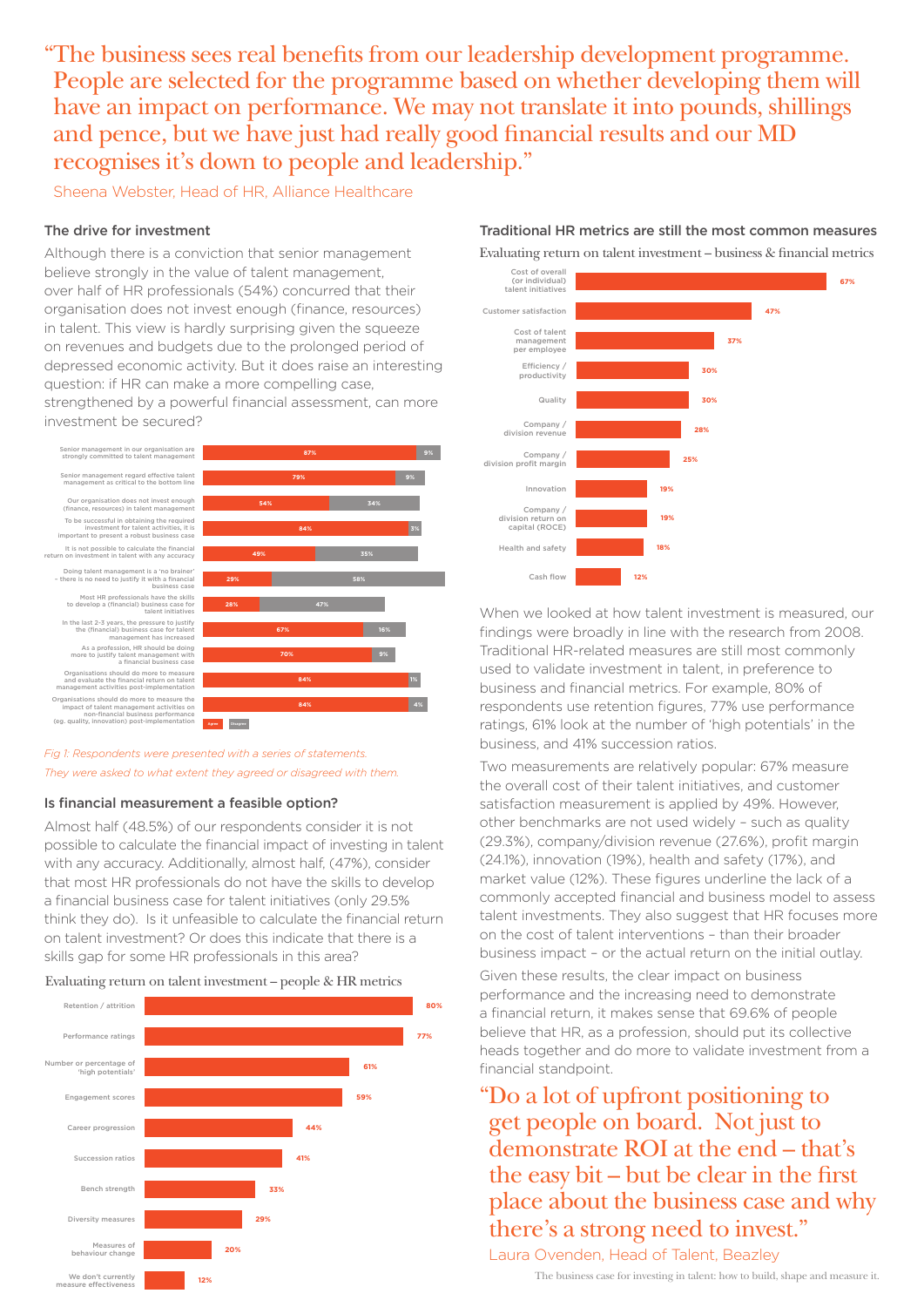> "The business sees real benefits from our leadership development programme. People are selected for the programme based on whether developing them will have an impact on performance. We may not translate it into pounds, shillings and pence, but we have just had really good financial results and our MD recognises it's down to people and leadership."

Sheena Webster, Head of HR, Alliance Healthcare

### The drive for investment

Although there is a conviction that senior management believe strongly in the value of talent management, over half of HR professionals (54%) concurred that their organisation does not invest enough (finance, resources) in talent. This view is hardly surprising given the squeeze on revenues and budgets due to the prolonged period of depressed economic activity. But it does raise an interesting question: if HR can make a more compelling case, strengthened by a powerful financial assessment, can more investment be secured?

| Statement | Agree | Disagree |
|---|---|---|
| Senior management in our organisation are strongly committed to talent management | 87% | 9% |
| Senior management regard effective talent management as critical to the bottom line | 79% | 9% |
| Our organisation does not invest enough (finance, resources) in talent management | 54% | 34% |
| To be successful in obtaining the required investment for talent activities, it is important to present a robust business case | 84% | 3% |
| It is not possible to calculate the financial return on investment in talent with any accuracy | 49% | 35% |
| Doing talent management is a 'no brainer' – there is no need to justify it with a financial business case | 29% | 58% |
| Most HR professionals have the skills to develop a (financial) business case for talent initiatives | 28% | 47% |
| In the last 2-3 years, the pressure to justify the (financial) business case for talent management has increased | 67% | 16% |
| As a profession, HR should be doing more to justify talent management with a financial business case | 70% | 9% |
| Organisations should do more to measure and evaluate the financial return on talent management activities post-implementation | 84% | 1% |
| Organisations should do more to measure the impact of talent management activities on non-financial business performance (eg. quality, innovation) post-implementation | 84% | 4% |

*Fig 1: Respondents were presented with a series of statements. They were asked to what extent they agreed or disagreed with them.*

### Is financial measurement a feasible option?

Almost half (48.5%) of our respondents consider it is not possible to calculate the financial impact of investing in talent with any accuracy. Additionally, almost half, (47%), consider that most HR professionals do not have the skills to develop a financial business case for talent initiatives (only 29.5% think they do). Is it unfeasible to calculate the financial return on talent investment? Or does this indicate that there is a skills gap for some HR professionals in this area?

**Evaluating return on talent investment – people & HR metrics**

| Metric | % |
|---|---|
| Retention / attrition | 80% |
| Performance ratings | 77% |
| Number or percentage of 'high potentials' | 61% |
| Engagement scores | 59% |
| Career progression | 44% |
| Succession ratios | 41% |
| Bench strength | 33% |
| Diversity measures | 29% |
| Measures of behaviour change | 20% |
| We don't currently measure effectiveness | 12% |

### Traditional HR metrics are still the most common measures

**Evaluating return on talent investment – business & financial metrics**

| Metric | % |
|---|---|
| Cost of overall (or individual) talent initiatives | 67% |
| Customer satisfaction | 47% |
| Cost of talent management per employee | 37% |
| Efficiency / productivity | 30% |
| Quality | 30% |
| Company / division revenue | 28% |
| Company / division profit margin | 25% |
| Innovation | 19% |
| Company / division return on capital (ROCE) | 19% |
| Health and safety | 18% |
| Cash flow | 12% |

When we looked at how talent investment is measured, our findings were broadly in line with the research from 2008. Traditional HR-related measures are still most commonly used to validate investment in talent, in preference to business and financial metrics. For example, 80% of respondents use retention figures, 77% use performance ratings, 61% look at the number of 'high potentials' in the business, and 41% succession ratios.

Two measurements are relatively popular: 67% measure the overall cost of their talent initiatives, and customer satisfaction measurement is applied by 49%. However, other benchmarks are not used widely – such as quality (29.3%), company/division revenue (27.6%), profit margin (24.1%), innovation (19%), health and safety (17%), and market value (12%). These figures underline the lack of a commonly accepted financial and business model to assess talent investments. They also suggest that HR focuses more on the cost of talent interventions – than their broader business impact – or the actual return on the initial outlay.

Given these results, the clear impact on business performance and the increasing need to demonstrate a financial return, it makes sense that 69.6% of people believe that HR, as a profession, should put its collective heads together and do more to validate investment from a financial standpoint.

> "Do a lot of upfront positioning to get people on board. Not just to demonstrate ROI at the end – that's the easy bit – but be clear in the first place about the business case and why there's a strong need to invest."

Laura Ovenden, Head of Talent, Beazley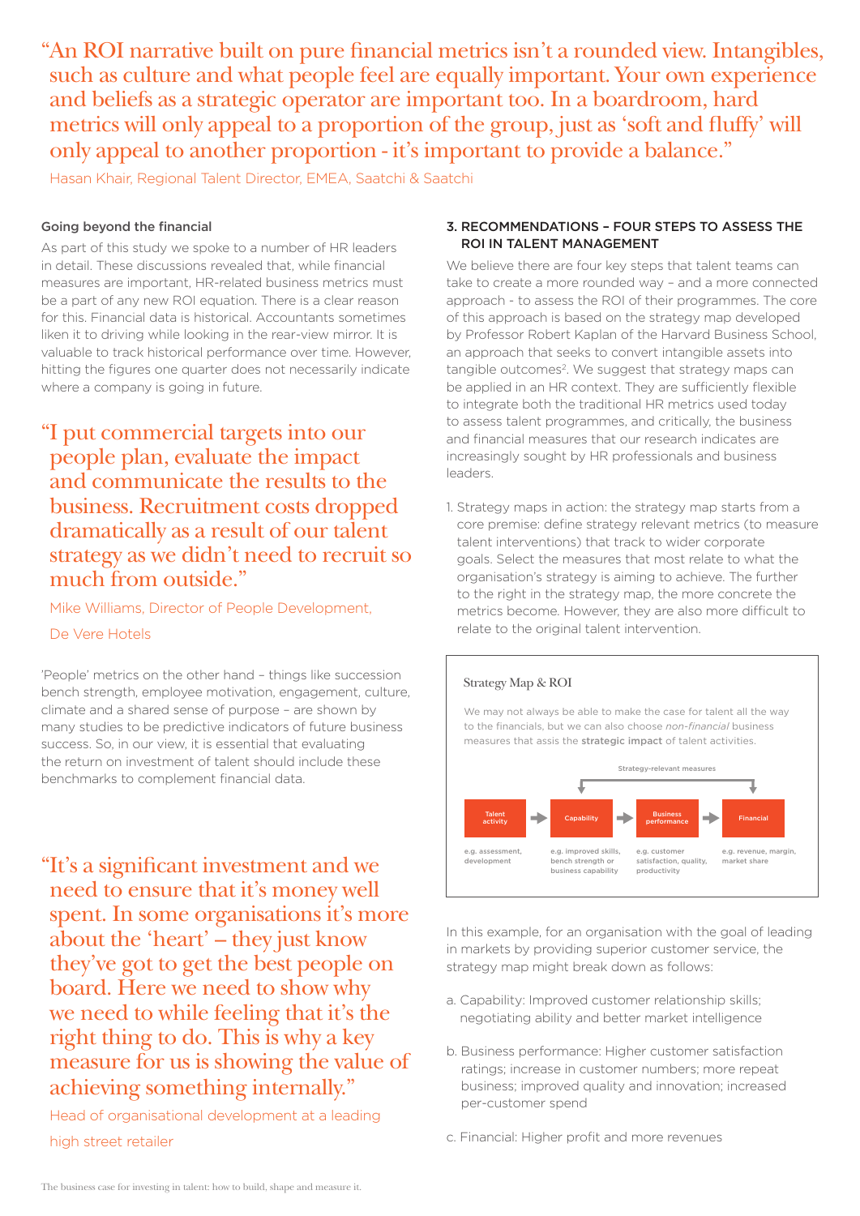> "An ROI narrative built on pure financial metrics isn't a rounded view. Intangibles, such as culture and what people feel are equally important. Your own experience and beliefs as a strategic operator are important too. In a boardroom, hard metrics will only appeal to a proportion of the group, just as 'soft and fluffy' will only appeal to another proportion - it's important to provide a balance."
>
> Hasan Khair, Regional Talent Director, EMEA, Saatchi & Saatchi

### Going beyond the financial

As part of this study we spoke to a number of HR leaders in detail. These discussions revealed that, while financial measures are important, HR-related business metrics must be a part of any new ROI equation. There is a clear reason for this. Financial data is historical. Accountants sometimes liken it to driving while looking in the rear-view mirror. It is valuable to track historical performance over time. However, hitting the figures one quarter does not necessarily indicate where a company is going in future.

> "I put commercial targets into our people plan, evaluate the impact and communicate the results to the business. Recruitment costs dropped dramatically as a result of our talent strategy as we didn't need to recruit so much from outside."
>
> Mike Williams, Director of People Development, De Vere Hotels

'People' metrics on the other hand – things like succession bench strength, employee motivation, engagement, culture, climate and a shared sense of purpose – are shown by many studies to be predictive indicators of future business success. So, in our view, it is essential that evaluating the return on investment of talent should include these benchmarks to complement financial data.

> "It's a significant investment and we need to ensure that it's money well spent. In some organisations it's more about the 'heart' – they just know they've got to get the best people on board. Here we need to show why we need to while feeling that it's the right thing to do. This is why a key measure for us is showing the value of achieving something internally."
>
> Head of organisational development at a leading high street retailer

## 3. RECOMMENDATIONS – FOUR STEPS TO ASSESS THE ROI IN TALENT MANAGEMENT

We believe there are four key steps that talent teams can take to create a more rounded way – and a more connected approach - to assess the ROI of their programmes. The core of this approach is based on the strategy map developed by Professor Robert Kaplan of the Harvard Business School, an approach that seeks to convert intangible assets into tangible outcomes[2]. We suggest that strategy maps can be applied in an HR context. They are sufficiently flexible to integrate both the traditional HR metrics used today to assess talent programmes, and critically, the business and financial measures that our research indicates are increasingly sought by HR professionals and business leaders.

1. Strategy maps in action: the strategy map starts from a core premise: define strategy relevant metrics (to measure talent interventions) that track to wider corporate goals. Select the measures that most relate to what the organisation's strategy is aiming to achieve. The further to the right in the strategy map, the more concrete the metrics become. However, they are also more difficult to relate to the original talent intervention.

**Strategy Map & ROI**

We may not always be able to make the case for talent all the way to the financials, but we can also choose *non-financial* business measures that assis the **strategic impact** of talent activities.

Strategy-relevant measures

| Talent activity → | Capability → | Business performance → | Financial |
|---|---|---|---|
| e.g. assessment, development | e.g. improved skills, bench strength or business capability | e.g. customer satisfaction, quality, productivity | e.g. revenue, margin, market share |

In this example, for an organisation with the goal of leading in markets by providing superior customer service, the strategy map might break down as follows:

a. Capability: Improved customer relationship skills; negotiating ability and better market intelligence

b. Business performance: Higher customer satisfaction ratings; increase in customer numbers; more repeat business; improved quality and innovation; increased per-customer spend

c. Financial: Higher profit and more revenues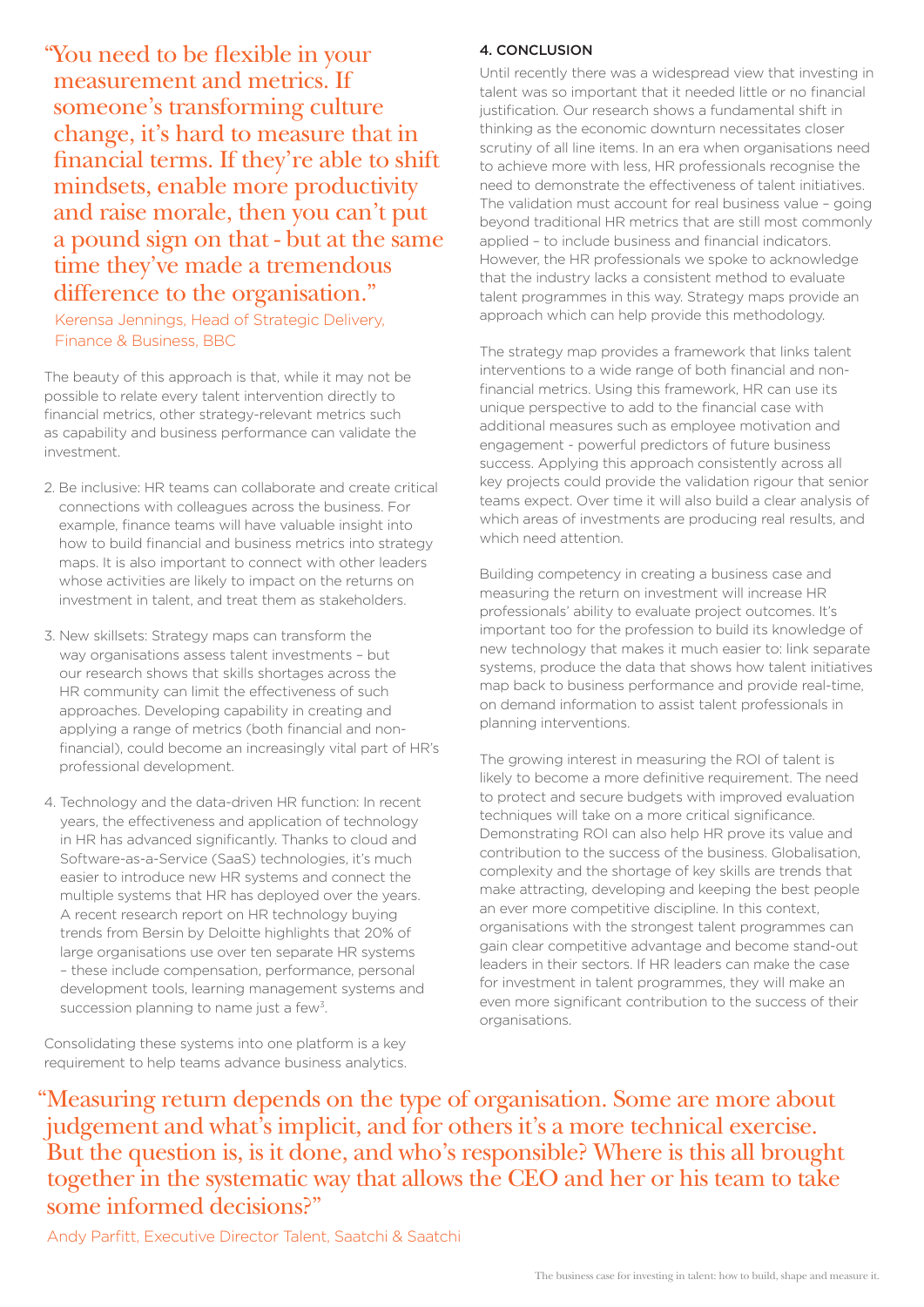"You need to be flexible in your measurement and metrics. If someone's transforming culture change, it's hard to measure that in financial terms. If they're able to shift mindsets, enable more productivity and raise morale, then you can't put a pound sign on that - but at the same time they've made a tremendous difference to the organisation."

Kerensa Jennings, Head of Strategic Delivery, Finance & Business, BBC

The beauty of this approach is that, while it may not be possible to relate every talent intervention directly to financial metrics, other strategy-relevant metrics such as capability and business performance can validate the investment.

2. Be inclusive: HR teams can collaborate and create critical connections with colleagues across the business. For example, finance teams will have valuable insight into how to build financial and business metrics into strategy maps. It is also important to connect with other leaders whose activities are likely to impact on the returns on investment in talent, and treat them as stakeholders.

3. New skillsets: Strategy maps can transform the way organisations assess talent investments – but our research shows that skills shortages across the HR community can limit the effectiveness of such approaches. Developing capability in creating and applying a range of metrics (both financial and non-financial), could become an increasingly vital part of HR's professional development.

4. Technology and the data-driven HR function: In recent years, the effectiveness and application of technology in HR has advanced significantly. Thanks to cloud and Software-as-a-Service (SaaS) technologies, it's much easier to introduce new HR systems and connect the multiple systems that HR has deployed over the years. A recent research report on HR technology buying trends from Bersin by Deloitte highlights that 20% of large organisations use over ten separate HR systems – these include compensation, performance, personal development tools, learning management systems and succession planning to name just a few[3].

Consolidating these systems into one platform is a key requirement to help teams advance business analytics.

## 4. CONCLUSION

Until recently there was a widespread view that investing in talent was so important that it needed little or no financial justification. Our research shows a fundamental shift in thinking as the economic downturn necessitates closer scrutiny of all line items. In an era when organisations need to achieve more with less, HR professionals recognise the need to demonstrate the effectiveness of talent initiatives. The validation must account for real business value – going beyond traditional HR metrics that are still most commonly applied – to include business and financial indicators. However, the HR professionals we spoke to acknowledge that the industry lacks a consistent method to evaluate talent programmes in this way. Strategy maps provide an approach which can help provide this methodology.

The strategy map provides a framework that links talent interventions to a wide range of both financial and non-financial metrics. Using this framework, HR can use its unique perspective to add to the financial case with additional measures such as employee motivation and engagement - powerful predictors of future business success. Applying this approach consistently across all key projects could provide the validation rigour that senior teams expect. Over time it will also build a clear analysis of which areas of investments are producing real results, and which need attention.

Building competency in creating a business case and measuring the return on investment will increase HR professionals' ability to evaluate project outcomes. It's important too for the profession to build its knowledge of new technology that makes it much easier to: link separate systems, produce the data that shows how talent initiatives map back to business performance and provide real-time, on demand information to assist talent professionals in planning interventions.

The growing interest in measuring the ROI of talent is likely to become a more definitive requirement. The need to protect and secure budgets with improved evaluation techniques will take on a more critical significance. Demonstrating ROI can also help HR prove its value and contribution to the success of the business. Globalisation, complexity and the shortage of key skills are trends that make attracting, developing and keeping the best people an ever more competitive discipline. In this context, organisations with the strongest talent programmes can gain clear competitive advantage and become stand-out leaders in their sectors. If HR leaders can make the case for investment in talent programmes, they will make an even more significant contribution to the success of their organisations.

"Measuring return depends on the type of organisation. Some are more about judgement and what's implicit, and for others it's a more technical exercise. But the question is, is it done, and who's responsible? Where is this all brought together in the systematic way that allows the CEO and her or his team to take some informed decisions?"

Andy Parfitt, Executive Director Talent, Saatchi & Saatchi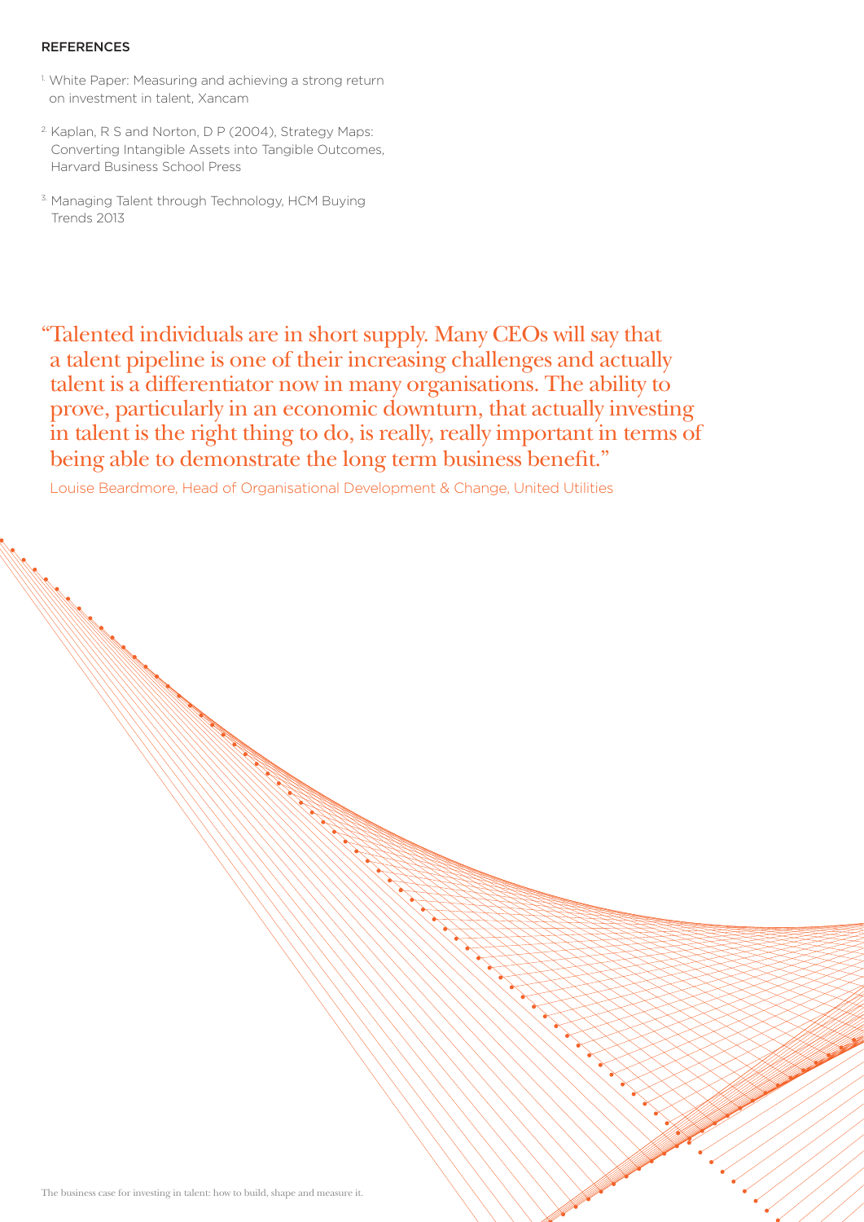## REFERENCES

1. White Paper: Measuring and achieving a strong return on investment in talent, Xancam
2. Kaplan, R S and Norton, D P (2004), Strategy Maps: Converting Intangible Assets into Tangible Outcomes, Harvard Business School Press
3. Managing Talent through Technology, HCM Buying Trends 2013

> "Talented individuals are in short supply. Many CEOs will say that a talent pipeline is one of their increasing challenges and actually talent is a differentiator now in many organisations. The ability to prove, particularly in an economic downturn, that actually investing in talent is the right thing to do, is really, really important in terms of being able to demonstrate the long term business benefit."
>
> Louise Beardmore, Head of Organisational Development & Change, United Utilities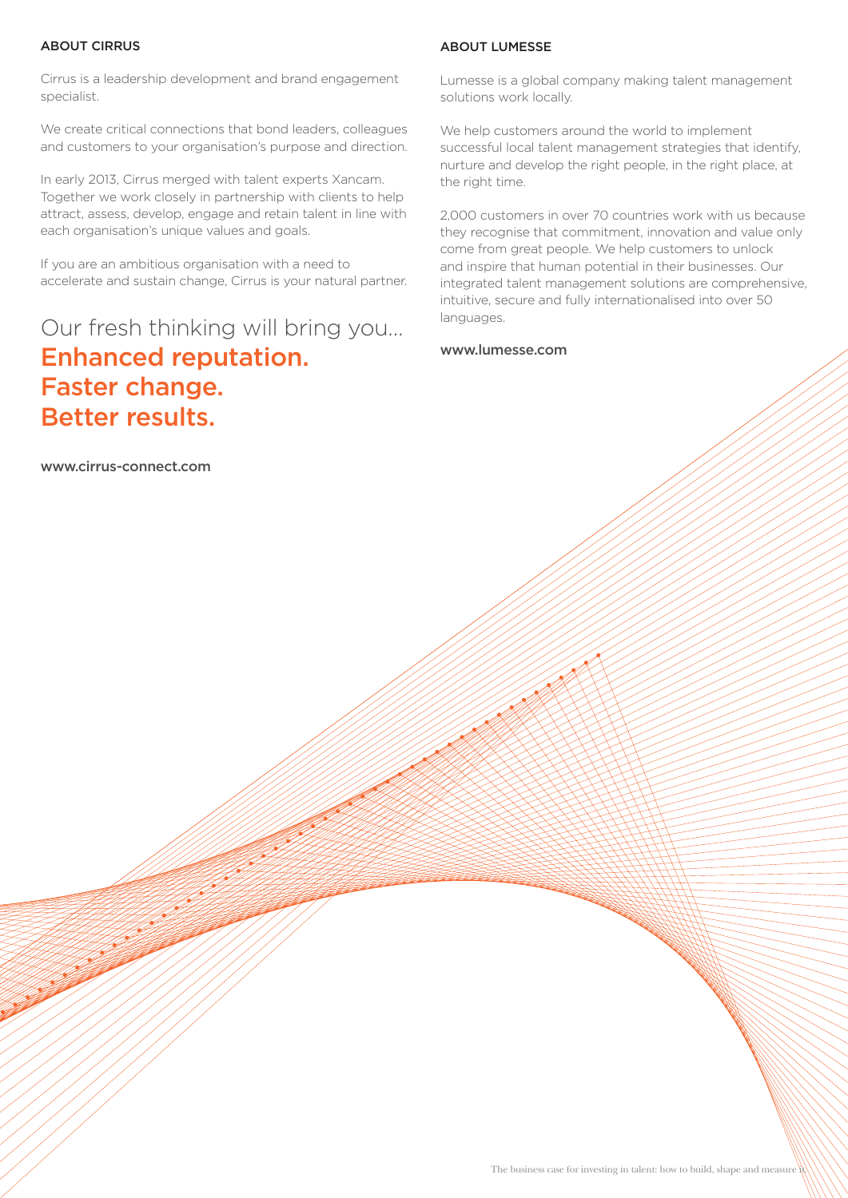## ABOUT CIRRUS

Cirrus is a leadership development and brand engagement specialist.

We create critical connections that bond leaders, colleagues and customers to your organisation's purpose and direction.

In early 2013, Cirrus merged with talent experts Xancam. Together we work closely in partnership with clients to help attract, assess, develop, engage and retain talent in line with each organisation's unique values and goals.

If you are an ambitious organisation with a need to accelerate and sustain change, Cirrus is your natural partner.

Our fresh thinking will bring you...
**Enhanced reputation.**
**Faster change.**
**Better results.**

www.cirrus-connect.com

## ABOUT LUMESSE

Lumesse is a global company making talent management solutions work locally.

We help customers around the world to implement successful local talent management strategies that identify, nurture and develop the right people, in the right place, at the right time.

2,000 customers in over 70 countries work with us because they recognise that commitment, innovation and value only come from great people. We help customers to unlock and inspire that human potential in their businesses. Our integrated talent management solutions are comprehensive, intuitive, secure and fully internationalised into over 50 languages.

www.lumesse.com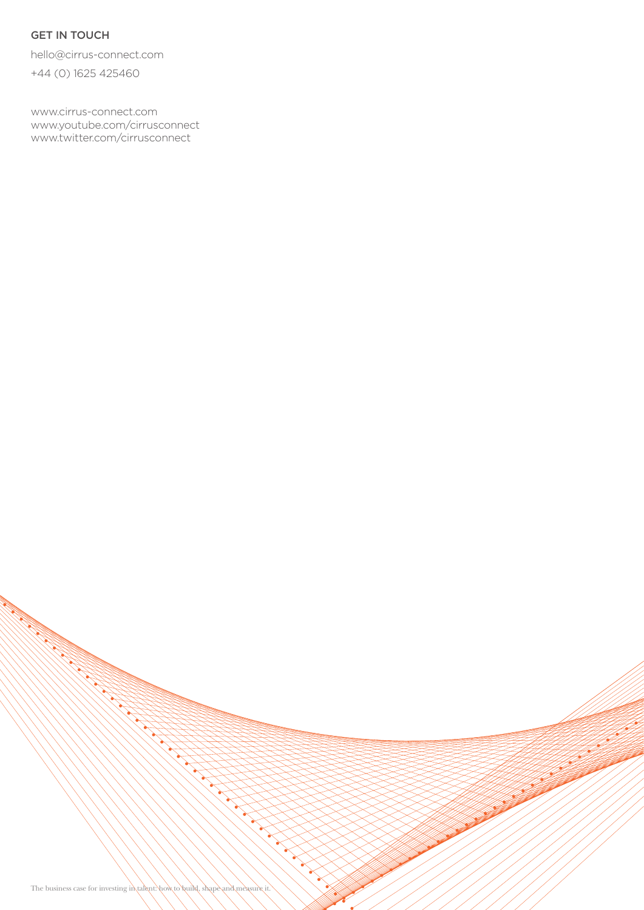## GET IN TOUCH

hello@cirrus-connect.com

+44 (0) 1625 425460

www.cirrus-connect.com
www.youtube.com/cirrusconnect
www.twitter.com/cirrusconnect